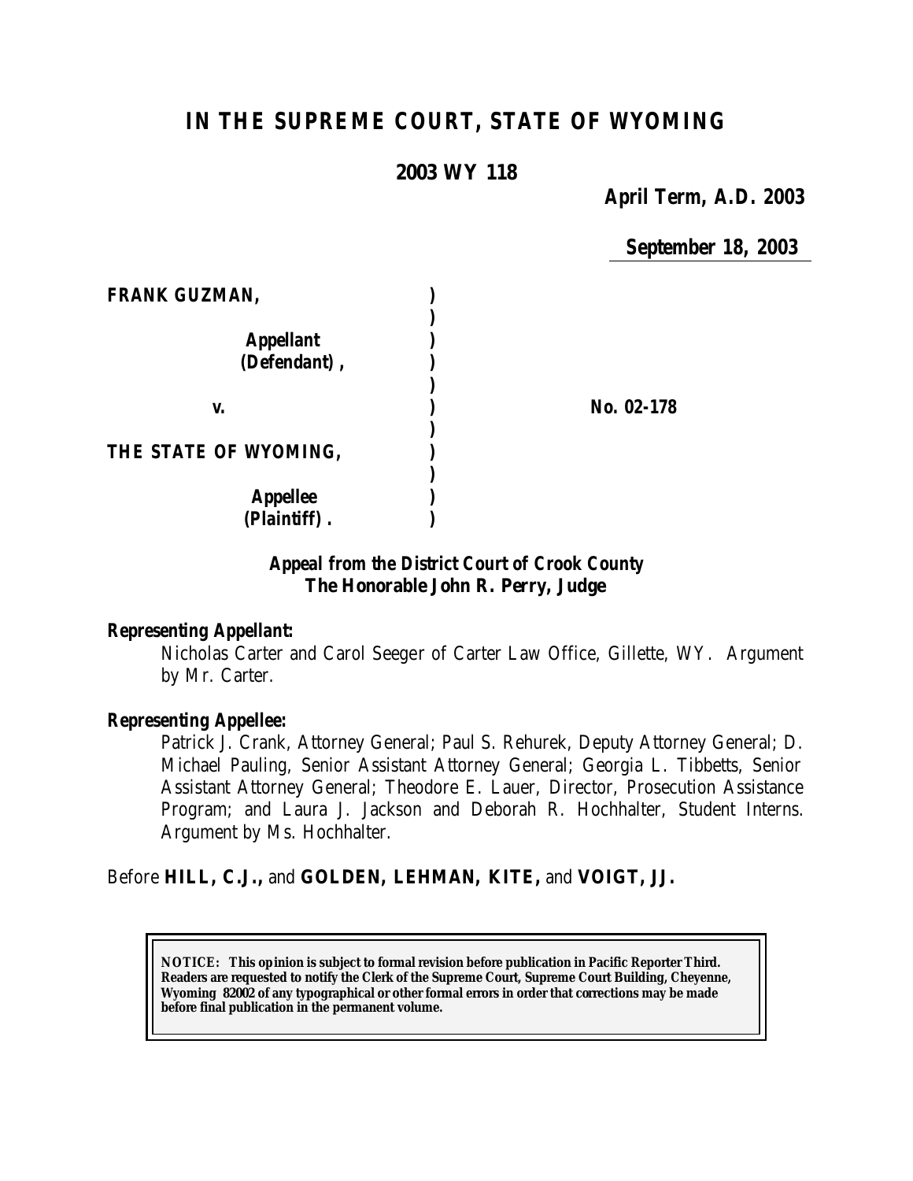# IN THE SUPREME COURT, STATE OF WYOMING

**2003 WY 118**

***April Term, A.D. 2003***

***September 18, 2003***

| | | |
|---|---|---|
| ***FRANK GUZMAN,*** | ***)*** | |
| | ***)*** | |
| ***Appellant (Defendant),*** | ***)*** | |
| | ***)*** | |
| ***v.*** | ***)*** | ***No. 02-178*** |
| | ***)*** | |
| ***THE STATE OF WYOMING,*** | ***)*** | |
| | ***)*** | |
| ***Appellee (Plaintiff).*** | ***)*** | |

***Appeal from the District Court of Crook County***
***The Honorable John R. Perry, Judge***

***Representing Appellant:***

Nicholas Carter and Carol Seeger of Carter Law Office, Gillette, WY. Argument by Mr. Carter.

***Representing Appellee:***

Patrick J. Crank, Attorney General; Paul S. Rehurek, Deputy Attorney General; D. Michael Pauling, Senior Assistant Attorney General; Georgia L. Tibbetts, Senior Assistant Attorney General; Theodore E. Lauer, Director, Prosecution Assistance Program; and Laura J. Jackson and Deborah R. Hochhalter, Student Interns. Argument by Ms. Hochhalter.

Before **HILL, C.J.,** and **GOLDEN, LEHMAN, KITE,** and **VOIGT, JJ.**

**NOTICE: This opinion is subject to formal revision before publication in Pacific Reporter Third. Readers are requested to notify the Clerk of the Supreme Court, Supreme Court Building, Cheyenne, Wyoming 82002 of any typographical or other formal errors in order that corrections may be made before final publication in the permanent volume.**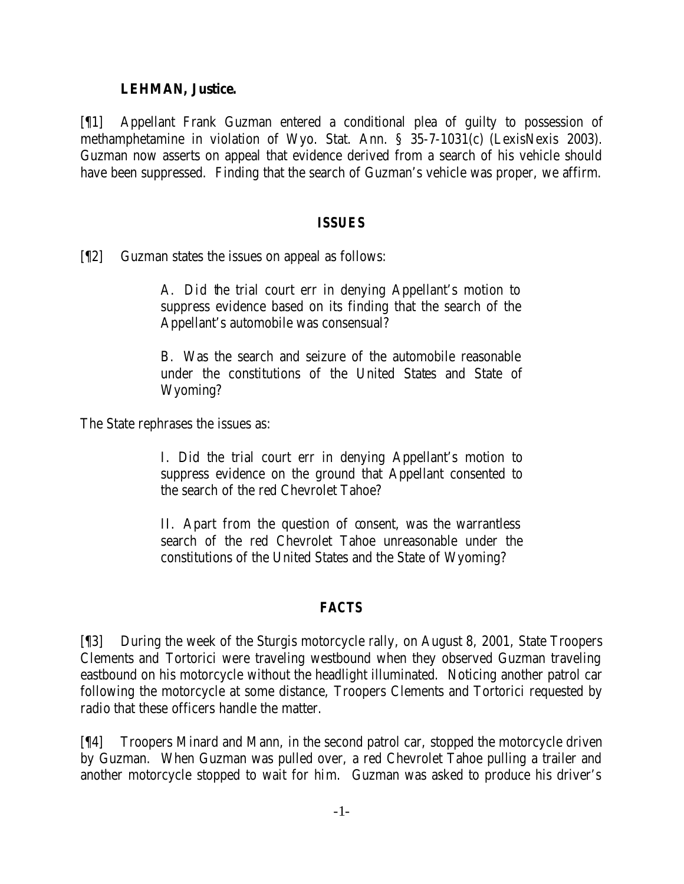**LEHMAN, Justice.**

[¶1] Appellant Frank Guzman entered a conditional plea of guilty to possession of methamphetamine in violation of Wyo. Stat. Ann. § 35-7-1031(c) (LexisNexis 2003). Guzman now asserts on appeal that evidence derived from a search of his vehicle should have been suppressed. Finding that the search of Guzman's vehicle was proper, we affirm.

## ISSUES

[¶2] Guzman states the issues on appeal as follows:

> A. Did the trial court err in denying Appellant's motion to suppress evidence based on its finding that the search of the Appellant's automobile was consensual?
>
> B. Was the search and seizure of the automobile reasonable under the constitutions of the United States and State of Wyoming?

The State rephrases the issues as:

> I. Did the trial court err in denying Appellant's motion to suppress evidence on the ground that Appellant consented to the search of the red Chevrolet Tahoe?
>
> II. Apart from the question of consent, was the warrantless search of the red Chevrolet Tahoe unreasonable under the constitutions of the United States and the State of Wyoming?

## FACTS

[¶3] During the week of the Sturgis motorcycle rally, on August 8, 2001, State Troopers Clements and Tortorici were traveling westbound when they observed Guzman traveling eastbound on his motorcycle without the headlight illuminated. Noticing another patrol car following the motorcycle at some distance, Troopers Clements and Tortorici requested by radio that these officers handle the matter.

[¶4] Troopers Minard and Mann, in the second patrol car, stopped the motorcycle driven by Guzman. When Guzman was pulled over, a red Chevrolet Tahoe pulling a trailer and another motorcycle stopped to wait for him. Guzman was asked to produce his driver's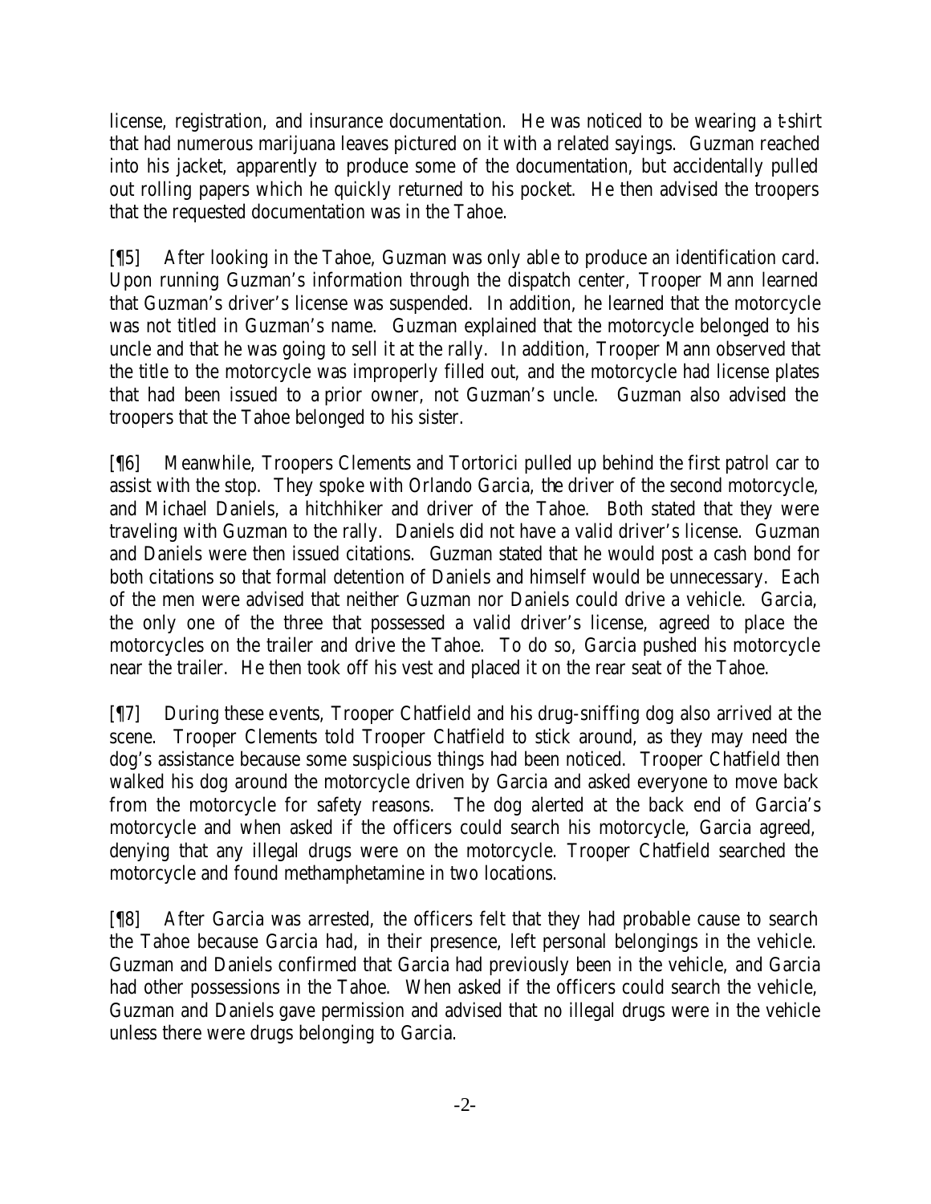license, registration, and insurance documentation. He was noticed to be wearing a t-shirt that had numerous marijuana leaves pictured on it with a related sayings. Guzman reached into his jacket, apparently to produce some of the documentation, but accidentally pulled out rolling papers which he quickly returned to his pocket. He then advised the troopers that the requested documentation was in the Tahoe.

[¶5] After looking in the Tahoe, Guzman was only able to produce an identification card. Upon running Guzman's information through the dispatch center, Trooper Mann learned that Guzman's driver's license was suspended. In addition, he learned that the motorcycle was not titled in Guzman's name. Guzman explained that the motorcycle belonged to his uncle and that he was going to sell it at the rally. In addition, Trooper Mann observed that the title to the motorcycle was improperly filled out, and the motorcycle had license plates that had been issued to a prior owner, not Guzman's uncle. Guzman also advised the troopers that the Tahoe belonged to his sister.

[¶6] Meanwhile, Troopers Clements and Tortorici pulled up behind the first patrol car to assist with the stop. They spoke with Orlando Garcia, the driver of the second motorcycle, and Michael Daniels, a hitchhiker and driver of the Tahoe. Both stated that they were traveling with Guzman to the rally. Daniels did not have a valid driver's license. Guzman and Daniels were then issued citations. Guzman stated that he would post a cash bond for both citations so that formal detention of Daniels and himself would be unnecessary. Each of the men were advised that neither Guzman nor Daniels could drive a vehicle. Garcia, the only one of the three that possessed a valid driver's license, agreed to place the motorcycles on the trailer and drive the Tahoe. To do so, Garcia pushed his motorcycle near the trailer. He then took off his vest and placed it on the rear seat of the Tahoe.

[¶7] During these events, Trooper Chatfield and his drug-sniffing dog also arrived at the scene. Trooper Clements told Trooper Chatfield to stick around, as they may need the dog's assistance because some suspicious things had been noticed. Trooper Chatfield then walked his dog around the motorcycle driven by Garcia and asked everyone to move back from the motorcycle for safety reasons. The dog alerted at the back end of Garcia's motorcycle and when asked if the officers could search his motorcycle, Garcia agreed, denying that any illegal drugs were on the motorcycle. Trooper Chatfield searched the motorcycle and found methamphetamine in two locations.

[¶8] After Garcia was arrested, the officers felt that they had probable cause to search the Tahoe because Garcia had, in their presence, left personal belongings in the vehicle. Guzman and Daniels confirmed that Garcia had previously been in the vehicle, and Garcia had other possessions in the Tahoe. When asked if the officers could search the vehicle, Guzman and Daniels gave permission and advised that no illegal drugs were in the vehicle unless there were drugs belonging to Garcia.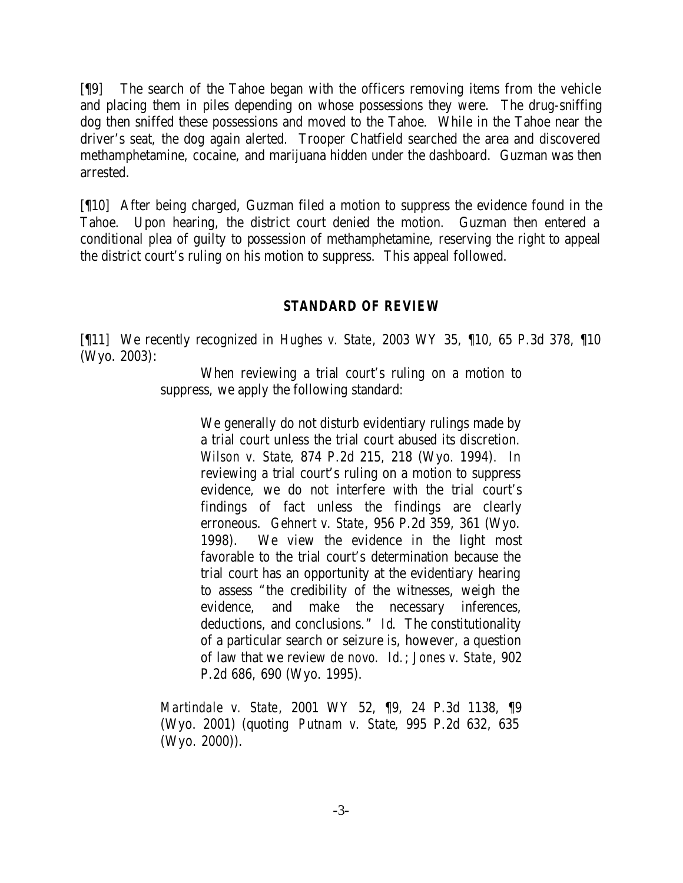[¶9] The search of the Tahoe began with the officers removing items from the vehicle and placing them in piles depending on whose possessions they were. The drug-sniffing dog then sniffed these possessions and moved to the Tahoe. While in the Tahoe near the driver's seat, the dog again alerted. Trooper Chatfield searched the area and discovered methamphetamine, cocaine, and marijuana hidden under the dashboard. Guzman was then arrested.

[¶10] After being charged, Guzman filed a motion to suppress the evidence found in the Tahoe. Upon hearing, the district court denied the motion. Guzman then entered a conditional plea of guilty to possession of methamphetamine, reserving the right to appeal the district court's ruling on his motion to suppress. This appeal followed.

## STANDARD OF REVIEW

[¶11] We recently recognized in *Hughes v. State*, 2003 WY 35, ¶10, 65 P.3d 378, ¶10 (Wyo. 2003):

> When reviewing a trial court's ruling on a motion to suppress, we apply the following standard:
>
> > We generally do not disturb evidentiary rulings made by a trial court unless the trial court abused its discretion. *Wilson v. State*, 874 P.2d 215, 218 (Wyo. 1994). In reviewing a trial court's ruling on a motion to suppress evidence, we do not interfere with the trial court's findings of fact unless the findings are clearly erroneous. *Gehnert v. State*, 956 P.2d 359, 361 (Wyo. 1998). We view the evidence in the light most favorable to the trial court's determination because the trial court has an opportunity at the evidentiary hearing to assess "the credibility of the witnesses, weigh the evidence, and make the necessary inferences, deductions, and conclusions." *Id.* The constitutionality of a particular search or seizure is, however, a question of law that we review *de novo*. *Id.*; *Jones v. State*, 902 P.2d 686, 690 (Wyo. 1995).
>
> *Martindale v. State*, 2001 WY 52, ¶9, 24 P.3d 1138, ¶9 (Wyo. 2001) (quoting *Putnam v. State*, 995 P.2d 632, 635 (Wyo. 2000)).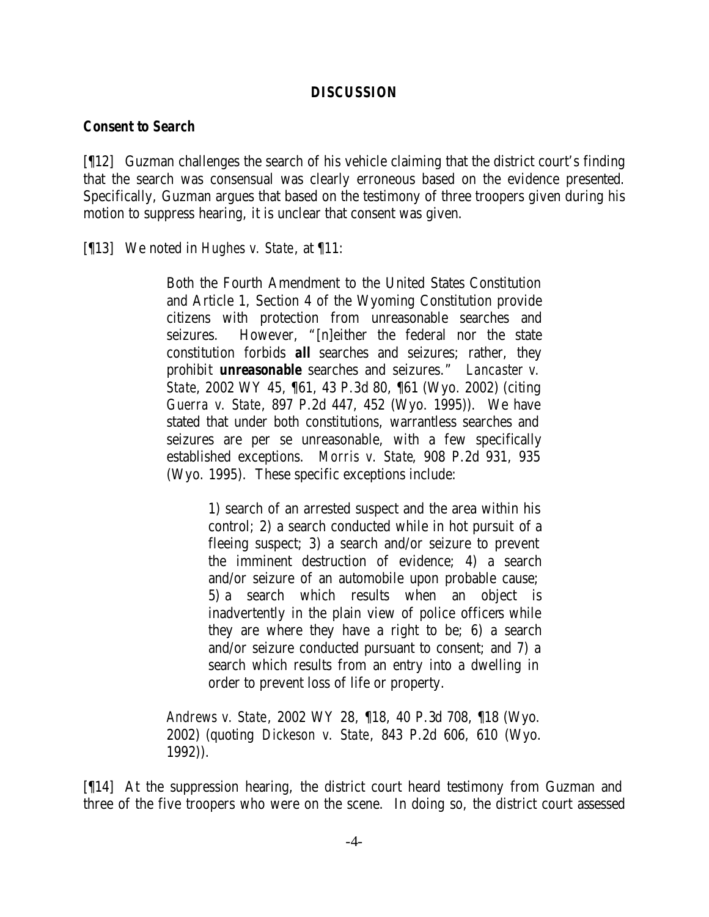## DISCUSSION

### Consent to Search

[¶12] Guzman challenges the search of his vehicle claiming that the district court's finding that the search was consensual was clearly erroneous based on the evidence presented. Specifically, Guzman argues that based on the testimony of three troopers given during his motion to suppress hearing, it is unclear that consent was given.

[¶13] We noted in *Hughes v. State*, at ¶11:

> Both the Fourth Amendment to the United States Constitution and Article 1, Section 4 of the Wyoming Constitution provide citizens with protection from unreasonable searches and seizures. However, "[n]either the federal nor the state constitution forbids **all** searches and seizures; rather, they prohibit **unreasonable** searches and seizures." *Lancaster v. State*, 2002 WY 45, ¶61, 43 P.3d 80, ¶61 (Wyo. 2002) (citing *Guerra v. State*, 897 P.2d 447, 452 (Wyo. 1995)). We have stated that under both constitutions, warrantless searches and seizures are per se unreasonable, with a few specifically established exceptions. *Morris v. State*, 908 P.2d 931, 935 (Wyo. 1995). These specific exceptions include:
>
> > 1) search of an arrested suspect and the area within his control; 2) a search conducted while in hot pursuit of a fleeing suspect; 3) a search and/or seizure to prevent the imminent destruction of evidence; 4) a search and/or seizure of an automobile upon probable cause; 5) a search which results when an object is inadvertently in the plain view of police officers while they are where they have a right to be; 6) a search and/or seizure conducted pursuant to consent; and 7) a search which results from an entry into a dwelling in order to prevent loss of life or property.
>
> *Andrews v. State*, 2002 WY 28, ¶18, 40 P.3d 708, ¶18 (Wyo. 2002) (quoting *Dickeson v. State*, 843 P.2d 606, 610 (Wyo. 1992)).

[¶14] At the suppression hearing, the district court heard testimony from Guzman and three of the five troopers who were on the scene. In doing so, the district court assessed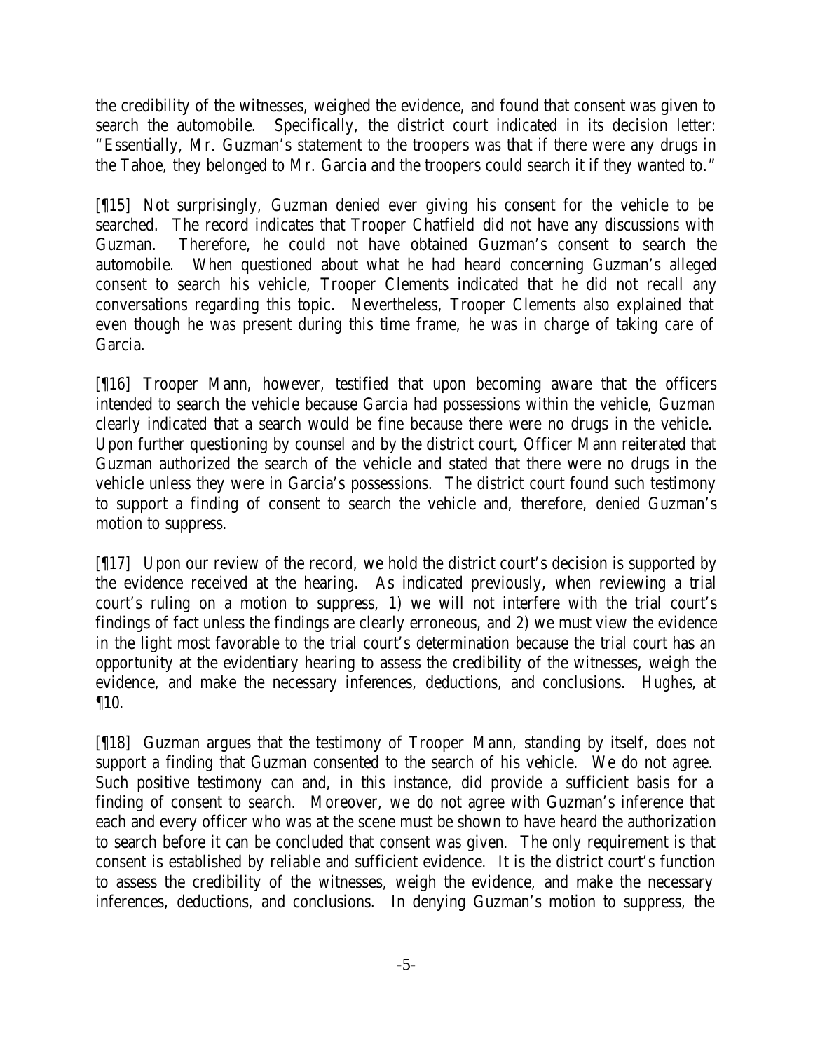the credibility of the witnesses, weighed the evidence, and found that consent was given to search the automobile. Specifically, the district court indicated in its decision letter: "Essentially, Mr. Guzman's statement to the troopers was that if there were any drugs in the Tahoe, they belonged to Mr. Garcia and the troopers could search it if they wanted to."

[¶15] Not surprisingly, Guzman denied ever giving his consent for the vehicle to be searched. The record indicates that Trooper Chatfield did not have any discussions with Guzman. Therefore, he could not have obtained Guzman's consent to search the automobile. When questioned about what he had heard concerning Guzman's alleged consent to search his vehicle, Trooper Clements indicated that he did not recall any conversations regarding this topic. Nevertheless, Trooper Clements also explained that even though he was present during this time frame, he was in charge of taking care of Garcia.

[¶16] Trooper Mann, however, testified that upon becoming aware that the officers intended to search the vehicle because Garcia had possessions within the vehicle, Guzman clearly indicated that a search would be fine because there were no drugs in the vehicle. Upon further questioning by counsel and by the district court, Officer Mann reiterated that Guzman authorized the search of the vehicle and stated that there were no drugs in the vehicle unless they were in Garcia's possessions. The district court found such testimony to support a finding of consent to search the vehicle and, therefore, denied Guzman's motion to suppress.

[¶17] Upon our review of the record, we hold the district court's decision is supported by the evidence received at the hearing. As indicated previously, when reviewing a trial court's ruling on a motion to suppress, 1) we will not interfere with the trial court's findings of fact unless the findings are clearly erroneous, and 2) we must view the evidence in the light most favorable to the trial court's determination because the trial court has an opportunity at the evidentiary hearing to assess the credibility of the witnesses, weigh the evidence, and make the necessary inferences, deductions, and conclusions. *Hughes*, at ¶10.

[¶18] Guzman argues that the testimony of Trooper Mann, standing by itself, does not support a finding that Guzman consented to the search of his vehicle. We do not agree. Such positive testimony can and, in this instance, did provide a sufficient basis for a finding of consent to search. Moreover, we do not agree with Guzman's inference that each and every officer who was at the scene must be shown to have heard the authorization to search before it can be concluded that consent was given. The only requirement is that consent is established by reliable and sufficient evidence. It is the district court's function to assess the credibility of the witnesses, weigh the evidence, and make the necessary inferences, deductions, and conclusions. In denying Guzman's motion to suppress, the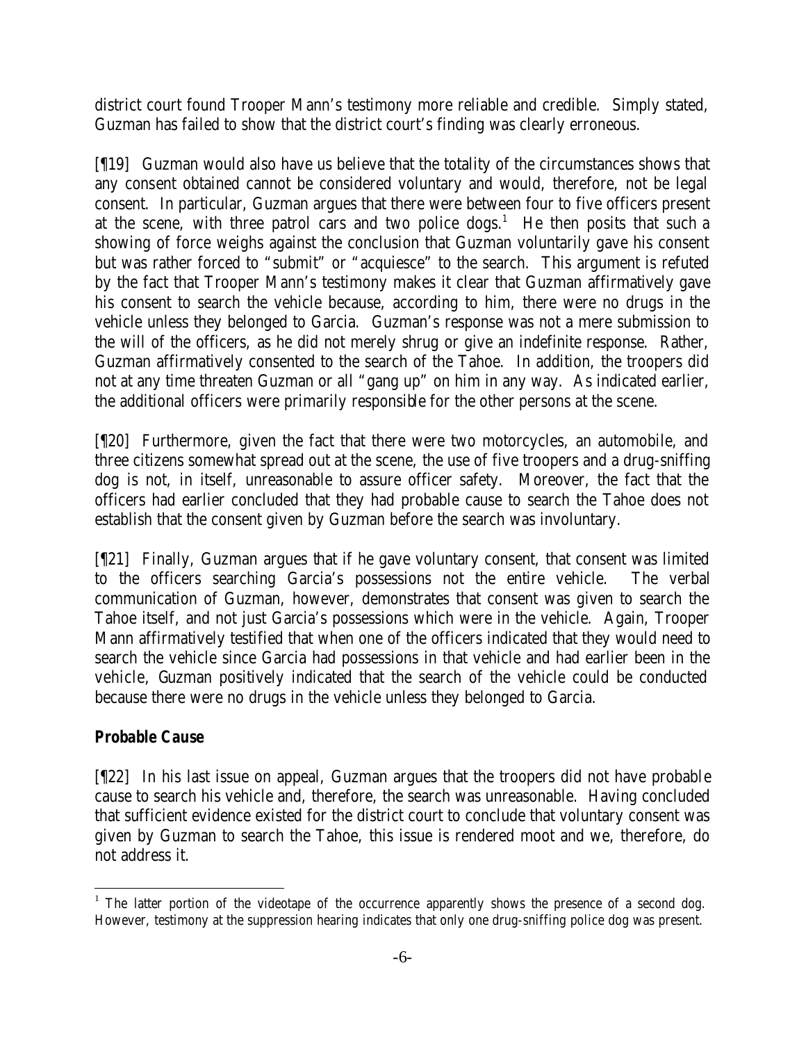district court found Trooper Mann's testimony more reliable and credible. Simply stated, Guzman has failed to show that the district court's finding was clearly erroneous.

[¶19] Guzman would also have us believe that the totality of the circumstances shows that any consent obtained cannot be considered voluntary and would, therefore, not be legal consent. In particular, Guzman argues that there were between four to five officers present at the scene, with three patrol cars and two police dogs.[1] He then posits that such a showing of force weighs against the conclusion that Guzman voluntarily gave his consent but was rather forced to "submit" or "acquiesce" to the search. This argument is refuted by the fact that Trooper Mann's testimony makes it clear that Guzman affirmatively gave his consent to search the vehicle because, according to him, there were no drugs in the vehicle unless they belonged to Garcia. Guzman's response was not a mere submission to the will of the officers, as he did not merely shrug or give an indefinite response. Rather, Guzman affirmatively consented to the search of the Tahoe. In addition, the troopers did not at any time threaten Guzman or all "gang up" on him in any way. As indicated earlier, the additional officers were primarily responsible for the other persons at the scene.

[¶20] Furthermore, given the fact that there were two motorcycles, an automobile, and three citizens somewhat spread out at the scene, the use of five troopers and a drug-sniffing dog is not, in itself, unreasonable to assure officer safety. Moreover, the fact that the officers had earlier concluded that they had probable cause to search the Tahoe does not establish that the consent given by Guzman before the search was involuntary.

[¶21] Finally, Guzman argues that if he gave voluntary consent, that consent was limited to the officers searching Garcia's possessions not the entire vehicle. The verbal communication of Guzman, however, demonstrates that consent was given to search the Tahoe itself, and not just Garcia's possessions which were in the vehicle. Again, Trooper Mann affirmatively testified that when one of the officers indicated that they would need to search the vehicle since Garcia had possessions in that vehicle and had earlier been in the vehicle, Guzman positively indicated that the search of the vehicle could be conducted because there were no drugs in the vehicle unless they belonged to Garcia.

**Probable Cause**

[¶22] In his last issue on appeal, Guzman argues that the troopers did not have probable cause to search his vehicle and, therefore, the search was unreasonable. Having concluded that sufficient evidence existed for the district court to conclude that voluntary consent was given by Guzman to search the Tahoe, this issue is rendered moot and we, therefore, do not address it.

---

[1] The latter portion of the videotape of the occurrence apparently shows the presence of a second dog. However, testimony at the suppression hearing indicates that only one drug-sniffing police dog was present.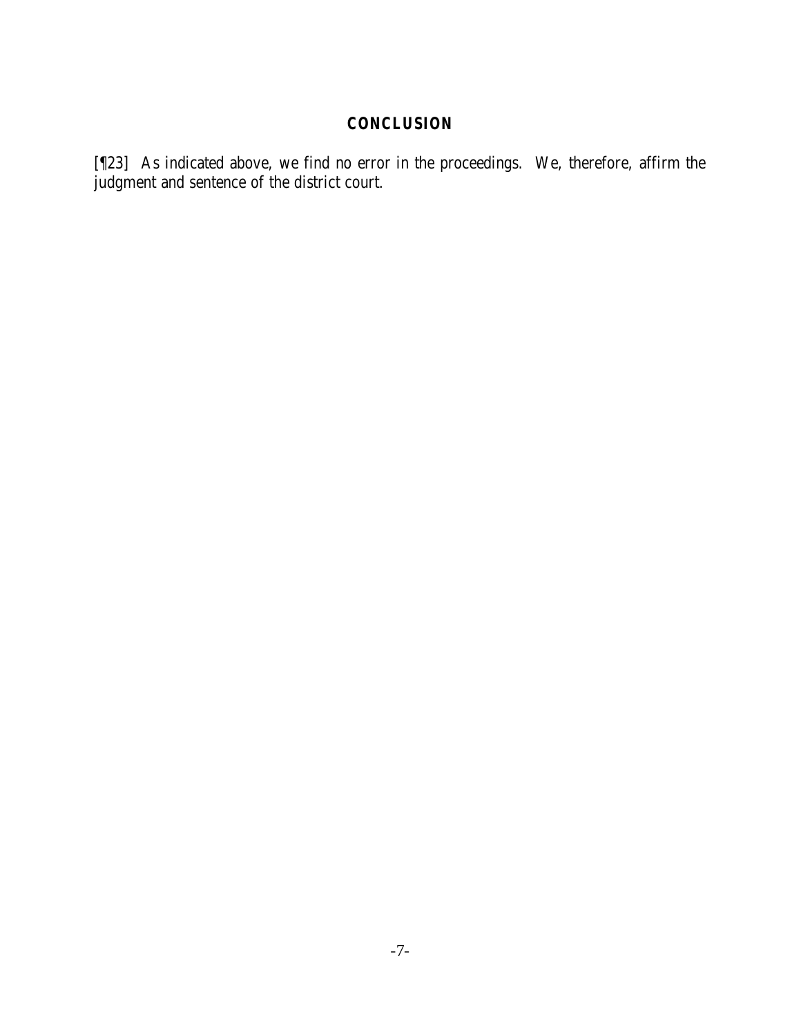## CONCLUSION

[¶23] As indicated above, we find no error in the proceedings. We, therefore, affirm the judgment and sentence of the district court.